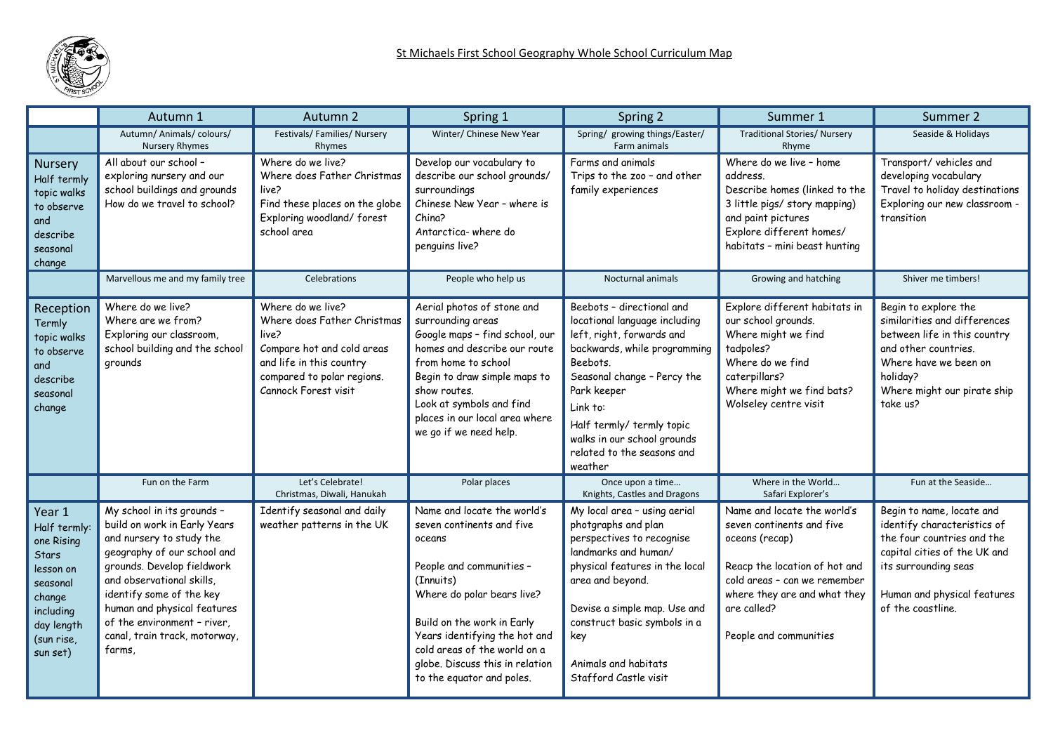# St Michaels First School Geography Whole School Curriculum Map

| | Autumn 1 | Autumn 2 | Spring 1 | Spring 2 | Summer 1 | Summer 2 |
|---|---|---|---|---|---|---|
| | Autumn/ Animals/ colours/ Nursery Rhymes | Festivals/ Families/ Nursery Rhymes | Winter/ Chinese New Year | Spring/ growing things/Easter/ Farm animals | Traditional Stories/ Nursery Rhyme | Seaside & Holidays |
| **Nursery** Half termly topic walks to observe and describe seasonal change | All about our school – exploring nursery and our school buildings and grounds<br>How do we travel to school? | Where do we live?<br>Where does Father Christmas live?<br>Find these places on the globe<br>Exploring woodland/ forest school area | Develop our vocabulary to describe our school grounds/ surroundings<br>Chinese New Year – where is China?<br>Antarctica- where do penguins live? | Farms and animals<br>Trips to the zoo – and other family experiences | Where do we live – home address.<br>Describe homes (linked to the 3 little pigs/ story mapping) and paint pictures<br>Explore different homes/ habitats – mini beast hunting | Transport/ vehicles and developing vocabulary<br>Travel to holiday destinations<br>Exploring our new classroom - transition |
| | Marvellous me and my family tree | Celebrations | People who help us | Nocturnal animals | Growing and hatching | Shiver me timbers! |
| **Reception** Termly topic walks to observe and describe seasonal change | Where do we live?<br>Where are we from?<br>Exploring our classroom, school building and the school grounds | Where do we live?<br>Where does Father Christmas live?<br>Compare hot and cold areas and life in this country compared to polar regions.<br>Cannock Forest visit | Aerial photos of stone and surrounding areas<br>Google maps – find school, our homes and describe our route from home to school<br>Begin to draw simple maps to show routes.<br>Look at symbols and find places in our local area where we go if we need help. | Beebots – directional and locational language including left, right, forwards and backwards, while programming Beebots.<br>Seasonal change – Percy the Park keeper<br>Link to:<br>Half termly/ termly topic walks in our school grounds related to the seasons and weather | Explore different habitats in our school grounds.<br>Where might we find tadpoles?<br>Where do we find caterpillars?<br>Where might we find bats?<br>Wolseley centre visit | Begin to explore the similarities and differences between life in this country and other countries.<br>Where have we been on holiday?<br>Where might our pirate ship take us? |
| | Fun on the Farm | Let's Celebrate!<br>Christmas, Diwali, Hanukah | Polar places | Once upon a time…<br>Knights, Castles and Dragons | Where in the World…<br>Safari Explorer's | Fun at the Seaside… |
| **Year 1** Half termly: one Rising Stars lesson on seasonal change including day length (sun rise, sun set) | My school in its grounds – build on work in Early Years and nursery to study the geography of our school and grounds. Develop fieldwork and observational skills, identify some of the key human and physical features of the environment – river, canal, train track, motorway, farms, | Identify seasonal and daily weather patterns in the UK | Name and locate the world's seven continents and five oceans<br><br>People and communities – (Innuits)<br>Where do polar bears live?<br><br>Build on the work in Early Years identifying the hot and cold areas of the world on a globe. Discuss this in relation to the equator and poles. | My local area – using aerial photgraphs and plan perspectives to recognise landmarks and human/ physical features in the local area and beyond.<br><br>Devise a simple map. Use and construct basic symbols in a key<br><br>Animals and habitats<br>Stafford Castle visit | Name and locate the world's seven continents and five oceans (recap)<br><br>Reacp the location of hot and cold areas – can we remember where they are and what they are called?<br><br>People and communities | Begin to name, locate and identify characteristics of the four countries and the capital cities of the UK and its surrounding seas<br><br>Human and physical features of the coastline. |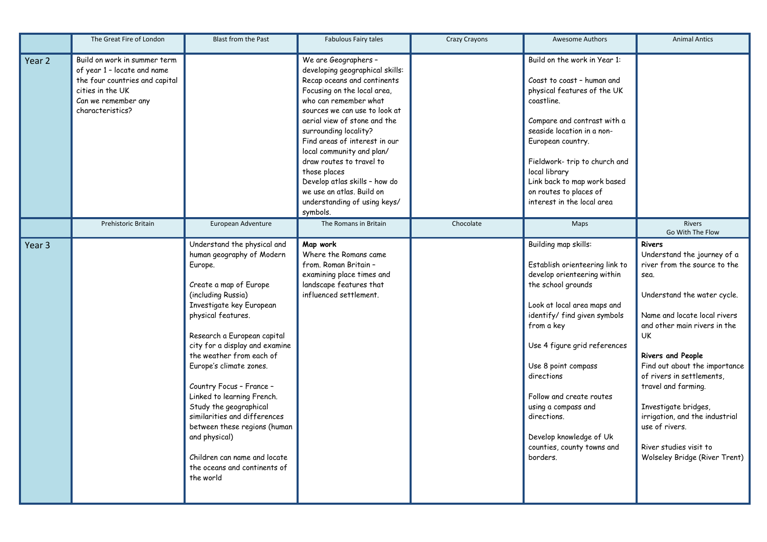| | The Great Fire of London | Blast from the Past | Fabulous Fairy tales | Crazy Crayons | Awesome Authors | Animal Antics |
|---|---|---|---|---|---|---|
| Year 2 | Build on work in summer term of year 1 – locate and name the four countries and capital cities in the UK<br>Can we remember any characteristics? | | We are Geographers – developing geographical skills:<br>Recap oceans and continents<br>Focusing on the local area, who can remember what sources we can use to look at aerial view of stone and the surrounding locality?<br>Find areas of interest in our local community and plan/ draw routes to travel to those places<br>Develop atlas skills – how do we use an atlas. Build on understanding of using keys/ symbols. | | Build on the work in Year 1:<br><br>Coast to coast – human and physical features of the UK coastline.<br><br>Compare and contrast with a seaside location in a non-European country.<br><br>Fieldwork- trip to church and local library<br>Link back to map work based on routes to places of interest in the local area | |
| | Prehistoric Britain | European Adventure | The Romans in Britain | Chocolate | Maps | Rivers<br>Go With The Flow |
| Year 3 | | Understand the physical and human geography of Modern Europe.<br><br>Create a map of Europe (including Russia)<br>Investigate key European physical features.<br><br>Research a European capital city for a display and examine the weather from each of Europe's climate zones.<br><br>Country Focus – France – Linked to learning French.<br>Study the geographical similarities and differences between these regions (human and physical)<br><br>Children can name and locate the oceans and continents of the world | **Map work**<br>Where the Romans came from. Roman Britain – examining place times and landscape features that influenced settlement. | | Building map skills:<br><br>Establish orienteering link to develop orienteering within the school grounds<br><br>Look at local area maps and identify/ find given symbols from a key<br><br>Use 4 figure grid references<br><br>Use 8 point compass directions<br><br>Follow and create routes using a compass and directions.<br><br>Develop knowledge of Uk counties, county towns and borders. | **Rivers**<br>Understand the journey of a river from the source to the sea.<br><br>Understand the water cycle.<br><br>Name and locate local rivers and other main rivers in the UK<br><br>**Rivers and People**<br>Find out about the importance of rivers in settlements, travel and farming.<br><br>Investigate bridges, irrigation, and the industrial use of rivers.<br><br>River studies visit to Wolseley Bridge (River Trent) |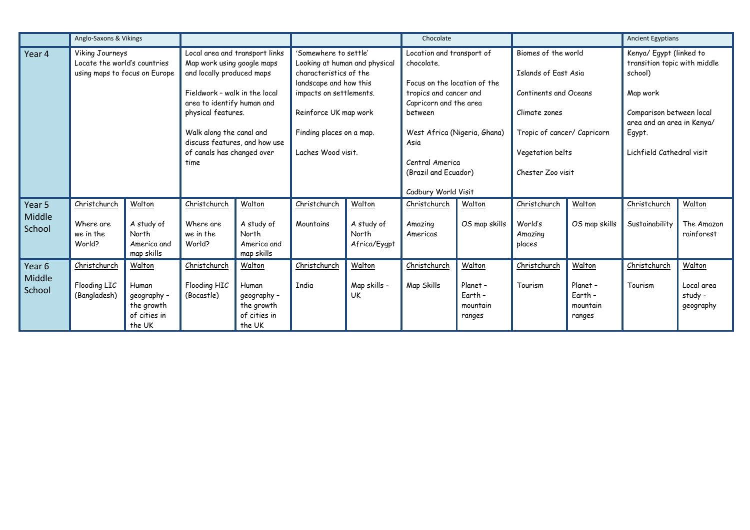| | Anglo-Saxons & Vikings | | | | | | Chocolate | | | | Ancient Egyptians | |
|---|---|---|---|---|---|---|---|---|---|---|---|---|
| Year 4 | Viking Journeys<br>Locate the world's countries using maps to focus on Europe | | Local area and transport links<br>Map work using google maps and locally produced maps<br><br>Fieldwork – walk in the local area to identify human and physical features.<br><br>Walk along the canal and discuss features, and how use of canals has changed over time | | 'Somewhere to settle'<br>Looking at human and physical characteristics of the landscape and how this impacts on settlements.<br><br>Reinforce UK map work<br><br>Finding places on a map.<br><br>Laches Wood visit. | | Location and transport of chocolate.<br><br>Focus on the location of the tropics and cancer and Capricorn and the area between<br><br>West Africa (Nigeria, Ghana) Asia<br><br>Central America<br>(Brazil and Ecuador)<br><br>Cadbury World Visit | | Biomes of the world<br><br>Islands of East Asia<br><br>Continents and Oceans<br><br>Climate zones<br><br>Tropic of cancer/ Capricorn<br><br>Vegetation belts<br><br>Chester Zoo visit | | Kenya/ Egypt (linked to transition topic with middle school)<br><br>Map work<br><br>Comparison between local area and an area in Kenya/ Egypt.<br><br>Lichfield Cathedral visit | |
| Year 5 Middle School | Christchurch<br><br>Where are we in the World? | Walton<br><br>A study of North America and map skills | Christchurch<br><br>Where are we in the World? | Walton<br><br>A study of North America and map skills | Christchurch<br><br>Mountains | Walton<br><br>A study of North Africa/Eygpt | Christchurch<br><br>Amazing Americas | Walton<br><br>OS map skills | Christchurch<br><br>World's Amazing places | Walton<br><br>OS map skills | Christchurch<br><br>Sustainability | Walton<br><br>The Amazon rainforest |
| Year 6 Middle School | Christchurch<br><br>Flooding LIC (Bangladesh) | Walton<br><br>Human geography – the growth of cities in the UK | Christchurch<br><br>Flooding HIC (Bocastle) | Walton<br><br>Human geography – the growth of cities in the UK | Christchurch<br><br>India | Walton<br><br>Map skills - UK | Christchurch<br><br>Map Skills | Walton<br><br>Planet – Earth – mountain ranges | Christchurch<br><br>Tourism | Walton<br><br>Planet – Earth – mountain ranges | Christchurch<br><br>Tourism | Walton<br><br>Local area study - geography |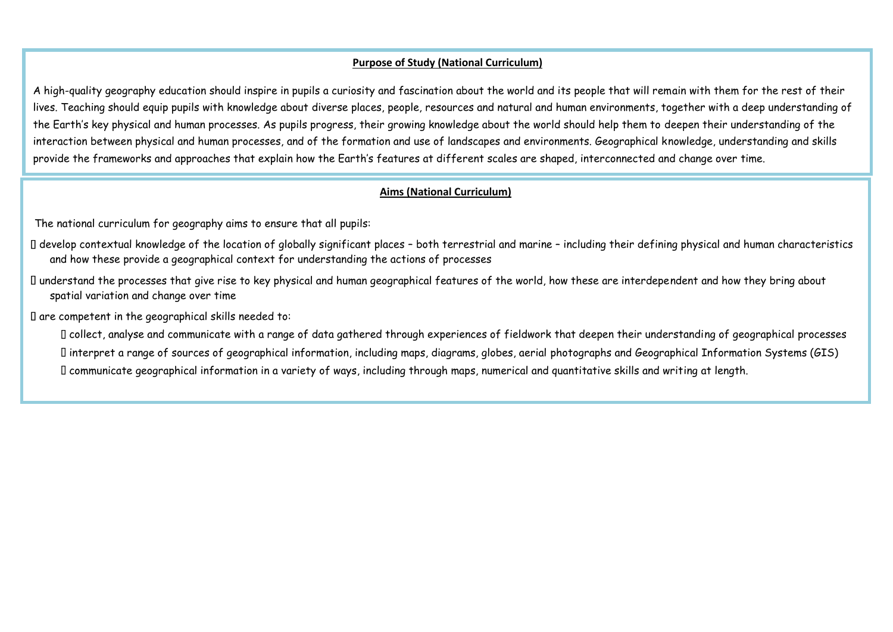**Purpose of Study (National Curriculum)**

A high-quality geography education should inspire in pupils a curiosity and fascination about the world and its people that will remain with them for the rest of their lives. Teaching should equip pupils with knowledge about diverse places, people, resources and natural and human environments, together with a deep understanding of the Earth's key physical and human processes. As pupils progress, their growing knowledge about the world should help them to deepen their understanding of the interaction between physical and human processes, and of the formation and use of landscapes and environments. Geographical knowledge, understanding and skills provide the frameworks and approaches that explain how the Earth's features at different scales are shaped, interconnected and change over time.

**Aims (National Curriculum)**

The national curriculum for geography aims to ensure that all pupils:

- develop contextual knowledge of the location of globally significant places – both terrestrial and marine – including their defining physical and human characteristics and how these provide a geographical context for understanding the actions of processes
- understand the processes that give rise to key physical and human geographical features of the world, how these are interdependent and how they bring about spatial variation and change over time
- are competent in the geographical skills needed to:
  - collect, analyse and communicate with a range of data gathered through experiences of fieldwork that deepen their understanding of geographical processes
  - interpret a range of sources of geographical information, including maps, diagrams, globes, aerial photographs and Geographical Information Systems (GIS)
  - communicate geographical information in a variety of ways, including through maps, numerical and quantitative skills and writing at length.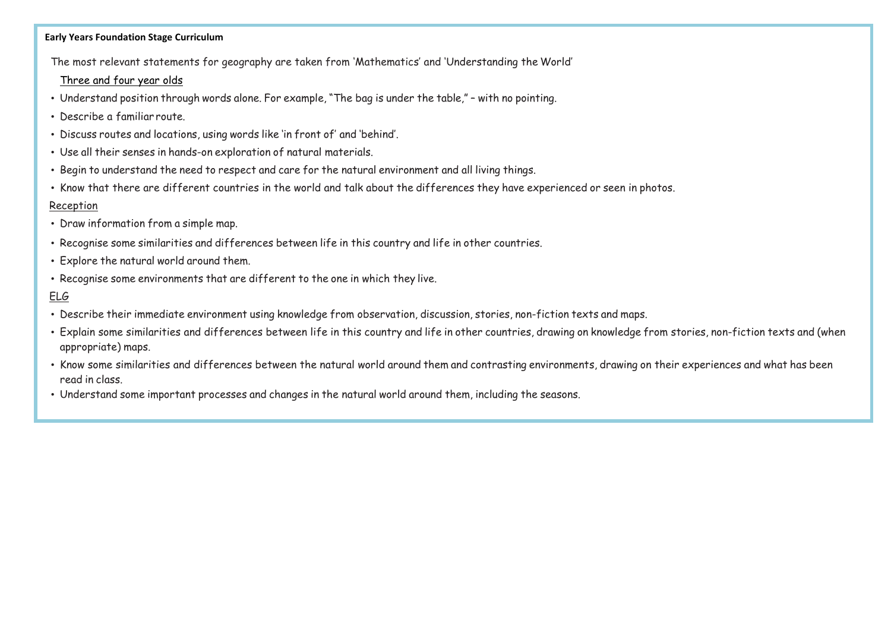**Early Years Foundation Stage Curriculum**

The most relevant statements for geography are taken from 'Mathematics' and 'Understanding the World'

Three and four year olds

- Understand position through words alone. For example, "The bag is under the table," – with no pointing.
- Describe a familiar route.
- Discuss routes and locations, using words like 'in front of' and 'behind'.
- Use all their senses in hands-on exploration of natural materials.
- Begin to understand the need to respect and care for the natural environment and all living things.
- Know that there are different countries in the world and talk about the differences they have experienced or seen in photos.

Reception

- Draw information from a simple map.
- Recognise some similarities and differences between life in this country and life in other countries.
- Explore the natural world around them.
- Recognise some environments that are different to the one in which they live.

ELG

- Describe their immediate environment using knowledge from observation, discussion, stories, non-fiction texts and maps.
- Explain some similarities and differences between life in this country and life in other countries, drawing on knowledge from stories, non-fiction texts and (when appropriate) maps.
- Know some similarities and differences between the natural world around them and contrasting environments, drawing on their experiences and what has been read in class.
- Understand some important processes and changes in the natural world around them, including the seasons.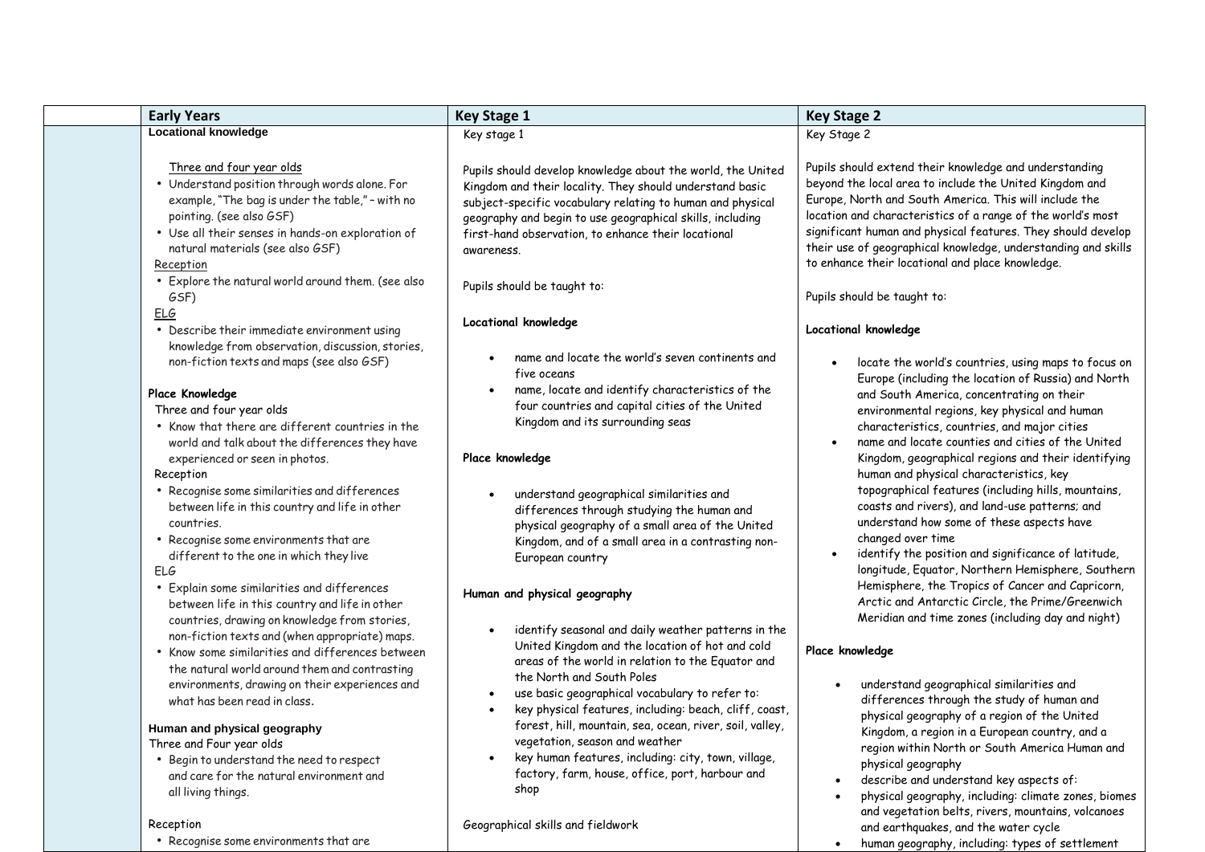| | Early Years | Key Stage 1 | Key Stage 2 |
|---|---|---|---|
| | **Locational knowledge**<br><br>Three and four year olds<br>• Understand position through words alone. For example, "The bag is under the table," – with no pointing. (see also GSF)<br>• Use all their senses in hands-on exploration of natural materials (see also GSF)<br>Reception<br>• Explore the natural world around them. (see also GSF)<br>ELG<br>• Describe their immediate environment using knowledge from observation, discussion, stories, non-fiction texts and maps (see also GSF)<br><br>**Place Knowledge**<br>Three and four year olds<br>• Know that there are different countries in the world and talk about the differences they have experienced or seen in photos.<br>Reception<br>• Recognise some similarities and differences between life in this country and life in other countries.<br>• Recognise some environments that are different to the one in which they live<br>ELG<br>• Explain some similarities and differences between life in this country and life in other countries, drawing on knowledge from stories, non-fiction texts and (when appropriate) maps.<br>• Know some similarities and differences between the natural world around them and contrasting environments, drawing on their experiences and what has been read in class.<br><br>**Human and physical geography**<br>Three and Four year olds<br>• Begin to understand the need to respect and care for the natural environment and all living things.<br><br>Reception<br>• Recognise some environments that are | Key stage 1<br><br>Pupils should develop knowledge about the world, the United Kingdom and their locality. They should understand basic subject-specific vocabulary relating to human and physical geography and begin to use geographical skills, including first-hand observation, to enhance their locational awareness.<br><br>Pupils should be taught to:<br><br>**Locational knowledge**<br><br>• name and locate the world's seven continents and five oceans<br>• name, locate and identify characteristics of the four countries and capital cities of the United Kingdom and its surrounding seas<br><br>**Place knowledge**<br><br>• understand geographical similarities and differences through studying the human and physical geography of a small area of the United Kingdom, and of a small area in a contrasting non-European country<br><br>**Human and physical geography**<br><br>• identify seasonal and daily weather patterns in the United Kingdom and the location of hot and cold areas of the world in relation to the Equator and the North and South Poles<br>• use basic geographical vocabulary to refer to:<br>• key physical features, including: beach, cliff, coast, forest, hill, mountain, sea, ocean, river, soil, valley, vegetation, season and weather<br>• key human features, including: city, town, village, factory, farm, house, office, port, harbour and shop<br><br>Geographical skills and fieldwork | Key Stage 2<br><br>Pupils should extend their knowledge and understanding beyond the local area to include the United Kingdom and Europe, North and South America. This will include the location and characteristics of a range of the world's most significant human and physical features. They should develop their use of geographical knowledge, understanding and skills to enhance their locational and place knowledge.<br><br>Pupils should be taught to:<br><br>**Locational knowledge**<br><br>• locate the world's countries, using maps to focus on Europe (including the location of Russia) and North and South America, concentrating on their environmental regions, key physical and human characteristics, countries, and major cities<br>• name and locate counties and cities of the United Kingdom, geographical regions and their identifying human and physical characteristics, key topographical features (including hills, mountains, coasts and rivers), and land-use patterns; and understand how some of these aspects have changed over time<br>• identify the position and significance of latitude, longitude, Equator, Northern Hemisphere, Southern Hemisphere, the Tropics of Cancer and Capricorn, Arctic and Antarctic Circle, the Prime/Greenwich Meridian and time zones (including day and night)<br><br>**Place knowledge**<br><br>• understand geographical similarities and differences through the study of human and physical geography of a region of the United Kingdom, a region in a European country, and a region within North or South America Human and physical geography<br>• describe and understand key aspects of:<br>• physical geography, including: climate zones, biomes and vegetation belts, rivers, mountains, volcanoes and earthquakes, and the water cycle<br>• human geography, including: types of settlement |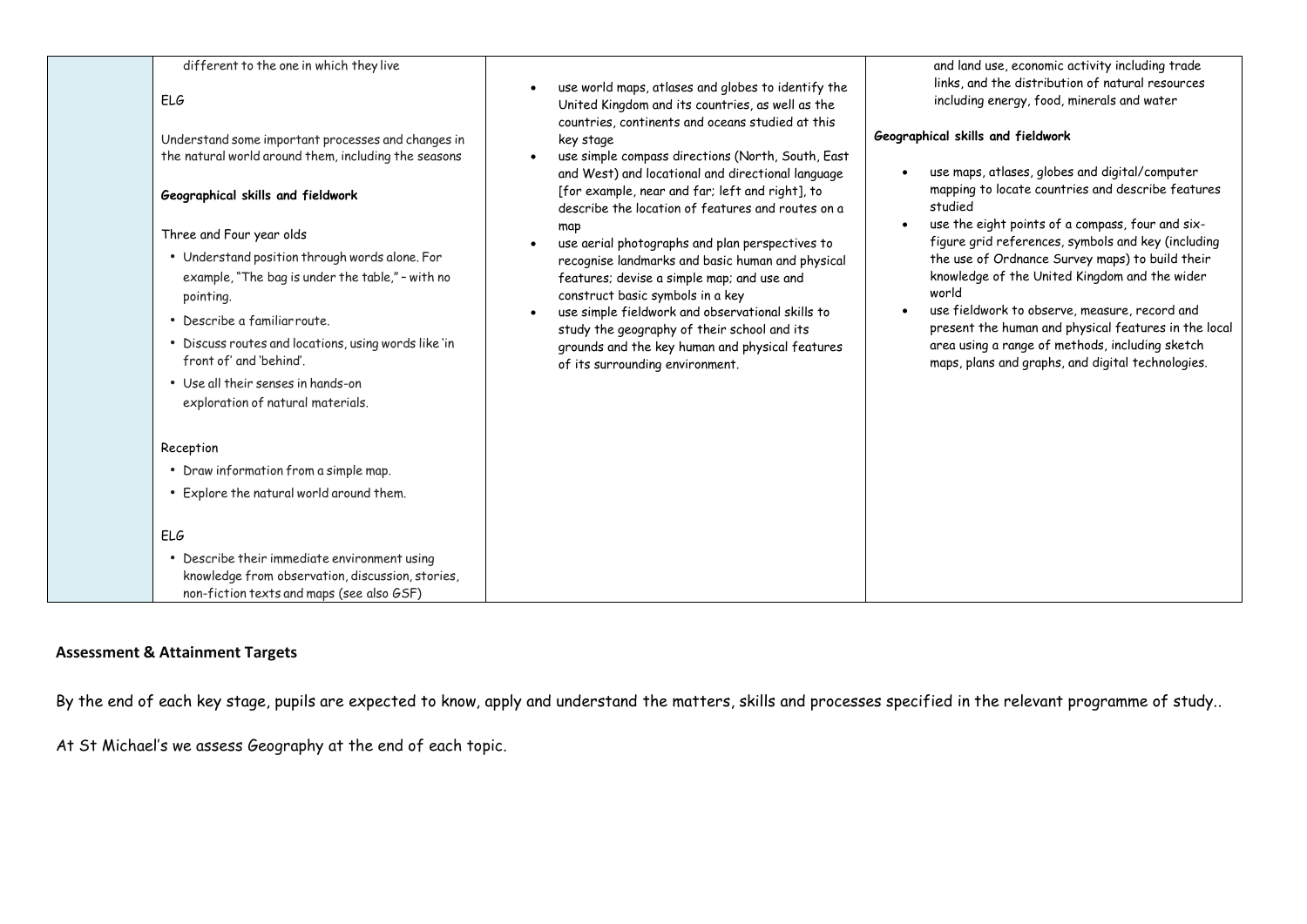| | different to the one in which they live<br><br>ELG<br><br>Understand some important processes and changes in the natural world around them, including the seasons<br><br>**Geographical skills and fieldwork**<br><br>Three and Four year olds<br>• Understand position through words alone. For example, "The bag is under the table," – with no pointing.<br>• Describe a familiar route.<br>• Discuss routes and locations, using words like 'in front of' and 'behind'.<br>• Use all their senses in hands-on exploration of natural materials.<br><br>Reception<br>• Draw information from a simple map.<br>• Explore the natural world around them.<br><br>ELG<br>• Describe their immediate environment using knowledge from observation, discussion, stories, non-fiction texts and maps (see also GSF) | • use world maps, atlases and globes to identify the United Kingdom and its countries, as well as the countries, continents and oceans studied at this key stage<br>• use simple compass directions (North, South, East and West) and locational and directional language [for example, near and far; left and right], to describe the location of features and routes on a map<br>• use aerial photographs and plan perspectives to recognise landmarks and basic human and physical features; devise a simple map; and use and construct basic symbols in a key<br>• use simple fieldwork and observational skills to study the geography of their school and its grounds and the key human and physical features of its surrounding environment. | and land use, economic activity including trade links, and the distribution of natural resources including energy, food, minerals and water<br><br>**Geographical skills and fieldwork**<br><br>• use maps, atlases, globes and digital/computer mapping to locate countries and describe features studied<br>• use the eight points of a compass, four and six-figure grid references, symbols and key (including the use of Ordnance Survey maps) to build their knowledge of the United Kingdom and the wider world<br>• use fieldwork to observe, measure, record and present the human and physical features in the local area using a range of methods, including sketch maps, plans and graphs, and digital technologies. |
|---|---|---|---|

**Assessment & Attainment Targets**

By the end of each key stage, pupils are expected to know, apply and understand the matters, skills and processes specified in the relevant programme of study..

At St Michael's we assess Geography at the end of each topic.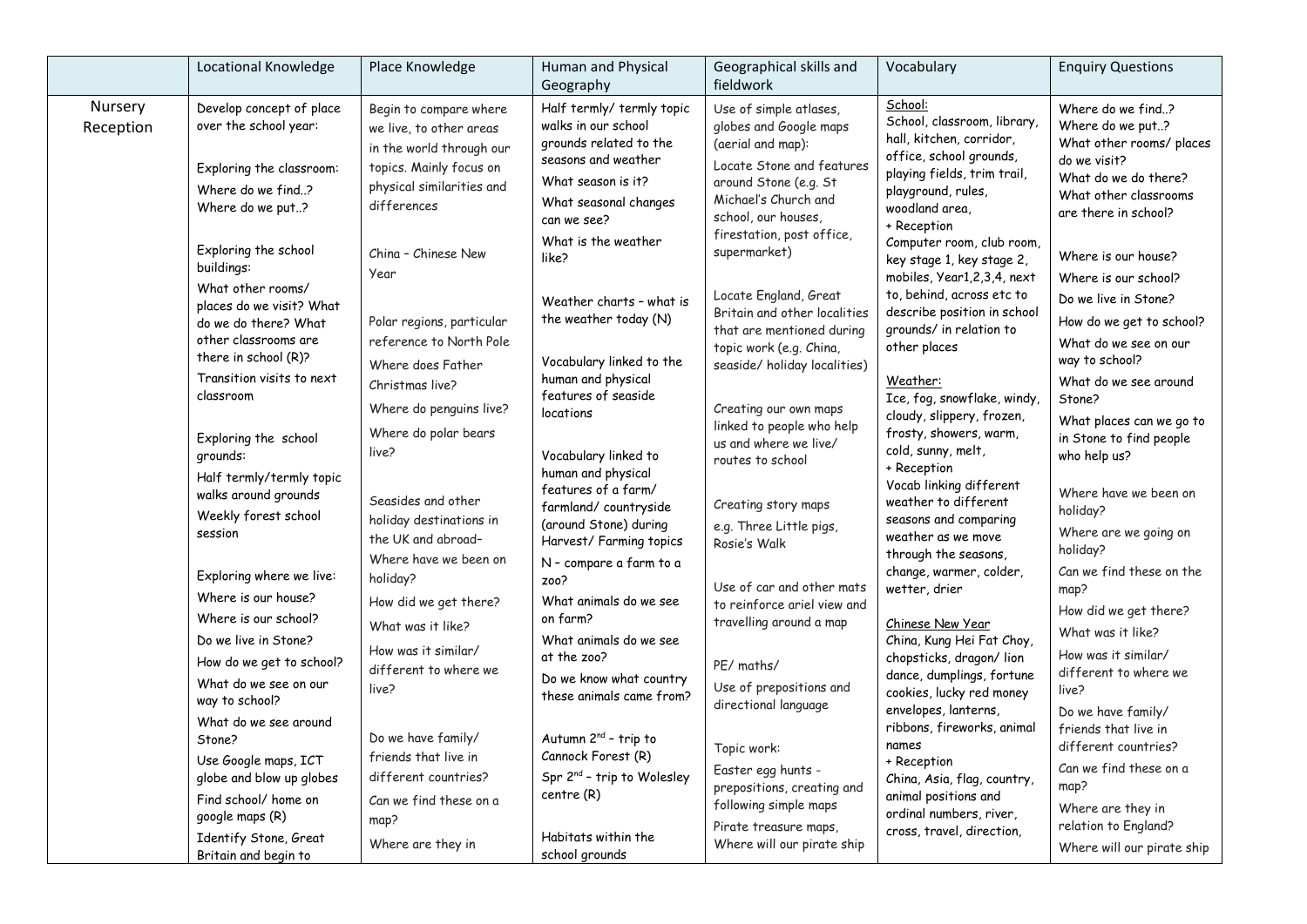| | Locational Knowledge | Place Knowledge | Human and Physical Geography | Geographical skills and fieldwork | Vocabulary | Enquiry Questions |
|---|---|---|---|---|---|---|
| Nursery Reception | Develop concept of place over the school year:<br><br>Exploring the classroom:<br>Where do we find..?<br>Where do we put..?<br><br>Exploring the school buildings:<br>What other rooms/ places do we visit? What do we do there? What other classrooms are there in school (R)?<br>Transition visits to next classroom<br><br>Exploring the school grounds:<br>Half termly/termly topic walks around grounds<br>Weekly forest school session<br><br>Exploring where we live:<br>Where is our house?<br>Where is our school?<br>Do we live in Stone?<br>How do we get to school?<br>What do we see on our way to school?<br>What do we see around Stone?<br>Use Google maps, ICT globe and blow up globes<br>Find school/ home on google maps (R)<br>Identify Stone, Great Britain and begin to | Begin to compare where we live, to other areas in the world through our topics. Mainly focus on physical similarities and differences<br><br>China – Chinese New Year<br><br>Polar regions, particular reference to North Pole<br>Where does Father Christmas live?<br>Where do penguins live?<br>Where do polar bears live?<br><br>Seasides and other holiday destinations in the UK and abroad–<br>Where have we been on holiday?<br>How did we get there?<br>What was it like?<br>How was it similar/ different to where we live?<br><br>Do we have family/ friends that live in different countries?<br>Can we find these on a map?<br>Where are they in | Half termly/ termly topic walks in our school grounds related to the seasons and weather<br>What season is it?<br>What seasonal changes can we see?<br>What is the weather like?<br><br>Weather charts – what is the weather today (N)<br><br>Vocabulary linked to the human and physical features of seaside locations<br><br>Vocabulary linked to human and physical features of a farm/ farmland/ countryside (around Stone) during Harvest/ Farming topics<br>N – compare a farm to a zoo?<br>What animals do we see on farm?<br>What animals do we see at the zoo?<br>Do we know what country these animals came from?<br><br>Autumn 2nd – trip to Cannock Forest (R)<br>Spr 2nd – trip to Wolesley centre (R)<br><br>Habitats within the school grounds | Use of simple atlases, globes and Google maps (aerial and map):<br>Locate Stone and features around Stone (e.g. St Michael's Church and school, our houses, firestation, post office, supermarket)<br><br>Locate England, Great Britain and other localities that are mentioned during topic work (e.g. China, seaside/ holiday localities)<br><br>Creating our own maps linked to people who help us and where we live/ routes to school<br><br>Creating story maps e.g. Three Little pigs, Rosie's Walk<br><br>Use of car and other mats to reinforce ariel view and travelling around a map<br><br>PE/ maths/<br>Use of prepositions and directional language<br><br>Topic work:<br>Easter egg hunts - prepositions, creating and following simple maps<br>Pirate treasure maps, Where will our pirate ship | <u>School:</u><br>School, classroom, library, hall, kitchen, corridor, office, school grounds, playing fields, trim trail, playground, rules, woodland area,<br>+ Reception<br>Computer room, club room, key stage 1, key stage 2, mobiles, Year1,2,3,4, next to, behind, across etc to describe position in school grounds/ in relation to other places<br><br><u>Weather:</u><br>Ice, fog, snowflake, windy, cloudy, slippery, frozen, frosty, showers, warm, cold, sunny, melt,<br>+ Reception<br>Vocab linking different weather to different seasons and comparing weather as we move through the seasons, change, warmer, colder, wetter, drier<br><br><u>Chinese New Year</u><br>China, Kung Hei Fat Choy, chopsticks, dragon/ lion dance, dumplings, fortune cookies, lucky red money envelopes, lanterns, ribbons, fireworks, animal names<br>+ Reception<br>China, Asia, flag, country, animal positions and ordinal numbers, river, cross, travel, direction, | Where do we find..?<br>Where do we put..?<br>What other rooms/ places do we visit?<br>What do we do there?<br>What other classrooms are there in school?<br><br>Where is our house?<br>Where is our school?<br>Do we live in Stone?<br>How do we get to school?<br>What do we see on our way to school?<br>What do we see around Stone?<br>What places can we go to in Stone to find people who help us?<br><br>Where have we been on holiday?<br>Where are we going on holiday?<br>Can we find these on the map?<br>How did we get there?<br>What was it like?<br>How was it similar/ different to where we live?<br>Do we have family/ friends that live in different countries?<br>Can we find these on a map?<br>Where are they in relation to England?<br>Where will our pirate ship |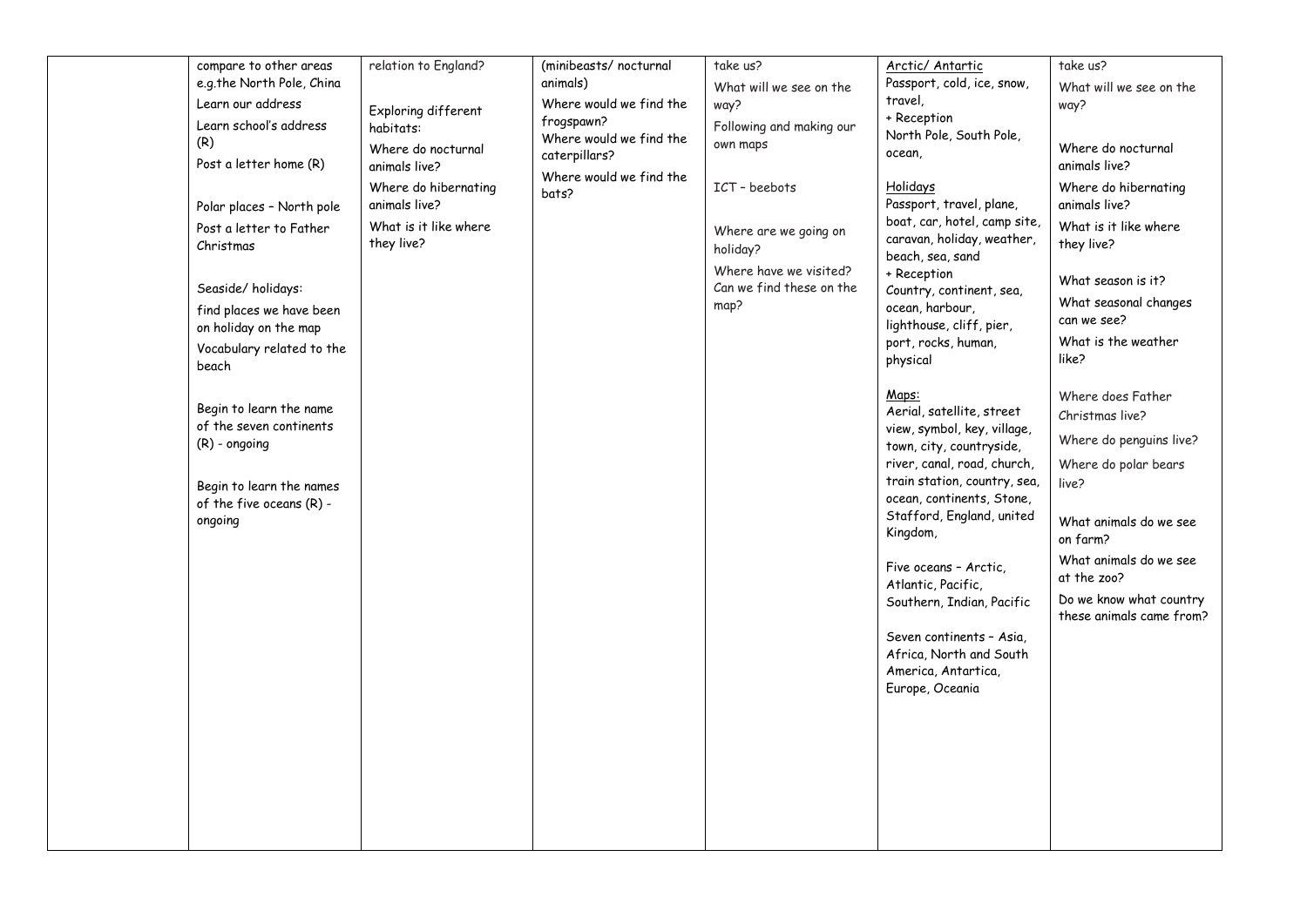| | | | | | | |
|---|---|---|---|---|---|---|
| | compare to other areas e.g.the North Pole, China<br>Learn our address<br>Learn school's address (R)<br>Post a letter home (R)<br><br>Polar places – North pole<br>Post a letter to Father Christmas<br><br>Seaside/ holidays:<br>find places we have been on holiday on the map<br>Vocabulary related to the beach<br><br>Begin to learn the name of the seven continents (R) - ongoing<br><br>Begin to learn the names of the five oceans (R) - ongoing | relation to England?<br><br>Exploring different habitats:<br>Where do nocturnal animals live?<br>Where do hibernating animals live?<br>What is it like where they live? | (minibeasts/ nocturnal animals)<br>Where would we find the frogspawn?<br>Where would we find the caterpillars?<br>Where would we find the bats? | take us?<br>What will we see on the way?<br>Following and making our own maps<br><br>ICT – beebots<br><br>Where are we going on holiday?<br>Where have we visited? Can we find these on the map? | Arctic/ Antartic<br>Passport, cold, ice, snow, travel,<br>+ Reception<br>North Pole, South Pole, ocean,<br><br>Holidays<br>Passport, travel, plane, boat, car, hotel, camp site, caravan, holiday, weather, beach, sea, sand<br>+ Reception<br>Country, continent, sea, ocean, harbour, lighthouse, cliff, pier, port, rocks, human, physical<br><br>Maps:<br>Aerial, satellite, street view, symbol, key, village, town, city, countryside, river, canal, road, church, train station, country, sea, ocean, continents, Stone, Stafford, England, united Kingdom,<br><br>Five oceans – Arctic, Atlantic, Pacific, Southern, Indian, Pacific<br><br>Seven continents – Asia, Africa, North and South America, Antartica, Europe, Oceania | take us?<br>What will we see on the way?<br><br>Where do nocturnal animals live?<br>Where do hibernating animals live?<br>What is it like where they live?<br><br>What season is it?<br>What seasonal changes can we see?<br>What is the weather like?<br><br>Where does Father Christmas live?<br>Where do penguins live?<br>Where do polar bears live?<br><br>What animals do we see on farm?<br>What animals do we see at the zoo?<br>Do we know what country these animals came from? |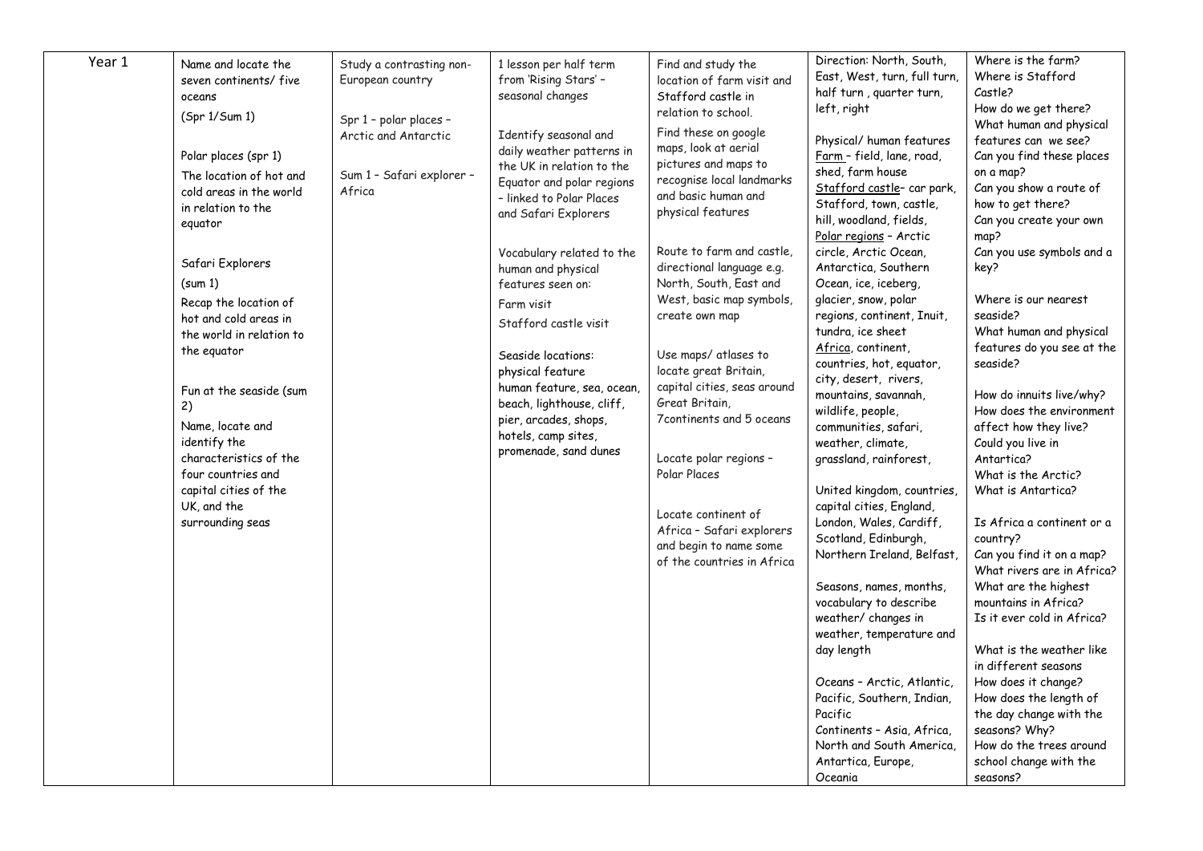| Year 1 | Name and locate the seven continents/ five oceans<br>(Spr 1/Sum 1)<br><br>Polar places (spr 1)<br>The location of hot and cold areas in the world in relation to the equator<br><br>Safari Explorers<br>(sum 1)<br>Recap the location of hot and cold areas in the world in relation to the equator<br><br>Fun at the seaside (sum 2)<br>Name, locate and identify the characteristics of the four countries and capital cities of the UK, and the surrounding seas | Study a contrasting non-European country<br><br>Spr 1 – polar places – Arctic and Antarctic<br><br>Sum 1 – Safari explorer – Africa | 1 lesson per half term from 'Rising Stars' – seasonal changes<br><br>Identify seasonal and daily weather patterns in the UK in relation to the Equator and polar regions – linked to Polar Places and Safari Explorers<br><br>Vocabulary related to the human and physical features seen on:<br>Farm visit<br>Stafford castle visit<br><br>Seaside locations:<br>physical feature<br>human feature, sea, ocean, beach, lighthouse, cliff, pier, arcades, shops, hotels, camp sites, promenade, sand dunes | Find and study the location of farm visit and Stafford castle in relation to school.<br>Find these on google maps, look at aerial pictures and maps to recognise local landmarks and basic human and physical features<br><br>Route to farm and castle, directional language e.g. North, South, East and West, basic map symbols, create own map<br><br>Use maps/ atlases to locate great Britain, capital cities, seas around Great Britain, 7continents and 5 oceans<br><br>Locate polar regions – Polar Places<br><br>Locate continent of Africa – Safari explorers and begin to name some of the countries in Africa | Direction: North, South, East, West, turn, full turn, half turn , quarter turn, left, right<br><br>Physical/ human features<br>Farm – field, lane, road, shed, farm house<br>Stafford castle– car park, Stafford, town, castle, hill, woodland, fields,<br>Polar regions – Arctic circle, Arctic Ocean, Antarctica, Southern Ocean, ice, iceberg, glacier, snow, polar regions, continent, Inuit, tundra, ice sheet<br>Africa, continent, countries, hot, equator, city, desert, rivers, mountains, savannah, wildlife, people, communities, safari, weather, climate, grassland, rainforest,<br><br>United kingdom, countries, capital cities, England, London, Wales, Cardiff, Scotland, Edinburgh, Northern Ireland, Belfast,<br><br>Seasons, names, months, vocabulary to describe weather/ changes in weather, temperature and day length<br><br>Oceans – Arctic, Atlantic, Pacific, Southern, Indian, Pacific<br>Continents – Asia, Africa, North and South America, Antartica, Europe, Oceania | Where is the farm?<br>Where is Stafford Castle?<br>How do we get there?<br>What human and physical features can we see?<br>Can you find these places on a map?<br>Can you show a route of how to get there?<br>Can you create your own map?<br>Can you use symbols and a key?<br><br>Where is our nearest seaside?<br>What human and physical features do you see at the seaside?<br><br>How do innuits live/why?<br>How does the environment affect how they live?<br>Could you live in Antartica?<br>What is the Arctic?<br>What is Antartica?<br><br>Is Africa a continent or a country?<br>Can you find it on a map?<br>What rivers are in Africa?<br>What are the highest mountains in Africa?<br>Is it ever cold in Africa?<br><br>What is the weather like in different seasons<br>How does it change?<br>How does the length of the day change with the seasons? Why?<br>How do the trees around school change with the seasons? |
|---|---|---|---|---|---|---|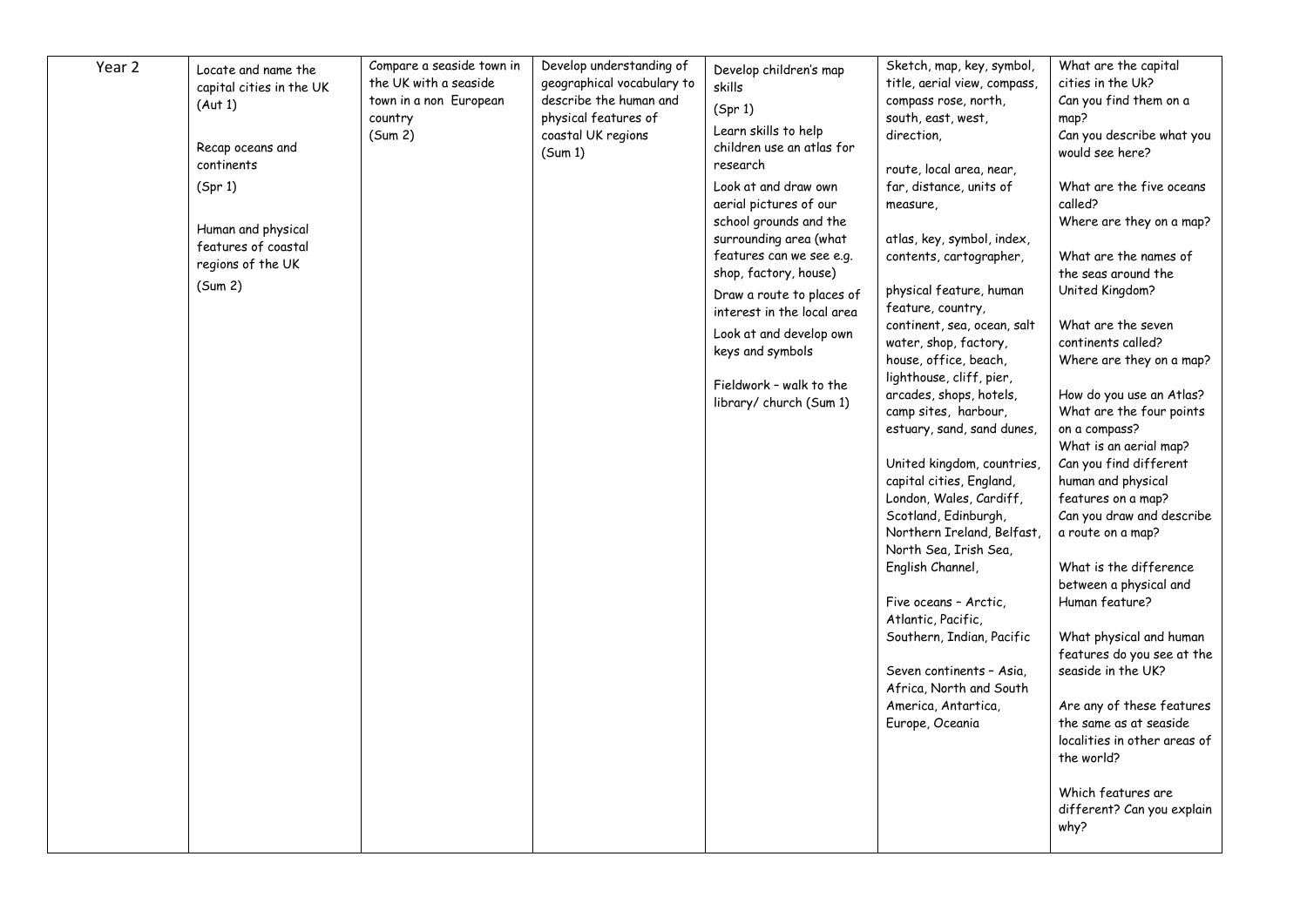| Year 2 | Locate and name the capital cities in the UK (Aut 1)<br><br>Recap oceans and continents<br>(Spr 1)<br><br>Human and physical features of coastal regions of the UK<br>(Sum 2) | Compare a seaside town in the UK with a seaside town in a non European country<br>(Sum 2) | Develop understanding of geographical vocabulary to describe the human and physical features of coastal UK regions<br>(Sum 1) | Develop children's map skills<br>(Spr 1)<br>Learn skills to help children use an atlas for research<br>Look at and draw own aerial pictures of our school grounds and the surrounding area (what features can we see e.g. shop, factory, house)<br>Draw a route to places of interest in the local area<br>Look at and develop own keys and symbols<br><br>Fieldwork – walk to the library/ church (Sum 1) | Sketch, map, key, symbol, title, aerial view, compass, compass rose, north, south, east, west, direction,<br><br>route, local area, near, far, distance, units of measure,<br><br>atlas, key, symbol, index, contents, cartographer,<br><br>physical feature, human feature, country, continent, sea, ocean, salt water, shop, factory, house, office, beach, lighthouse, cliff, pier, arcades, shops, hotels, camp sites, harbour, estuary, sand, sand dunes,<br><br>United kingdom, countries, capital cities, England, London, Wales, Cardiff, Scotland, Edinburgh, Northern Ireland, Belfast, North Sea, Irish Sea, English Channel,<br><br>Five oceans – Arctic, Atlantic, Pacific, Southern, Indian, Pacific<br><br>Seven continents – Asia, Africa, North and South America, Antartica, Europe, Oceania | What are the capital cities in the Uk?<br>Can you find them on a map?<br>Can you describe what you would see here?<br><br>What are the five oceans called?<br>Where are they on a map?<br><br>What are the names of the seas around the United Kingdom?<br><br>What are the seven continents called?<br>Where are they on a map?<br><br>How do you use an Atlas?<br>What are the four points on a compass?<br>What is an aerial map?<br>Can you find different human and physical features on a map?<br>Can you draw and describe a route on a map?<br><br>What is the difference between a physical and Human feature?<br><br>What physical and human features do you see at the seaside in the UK?<br><br>Are any of these features the same as at seaside localities in other areas of the world?<br><br>Which features are different? Can you explain why? |
|---|---|---|---|---|---|---|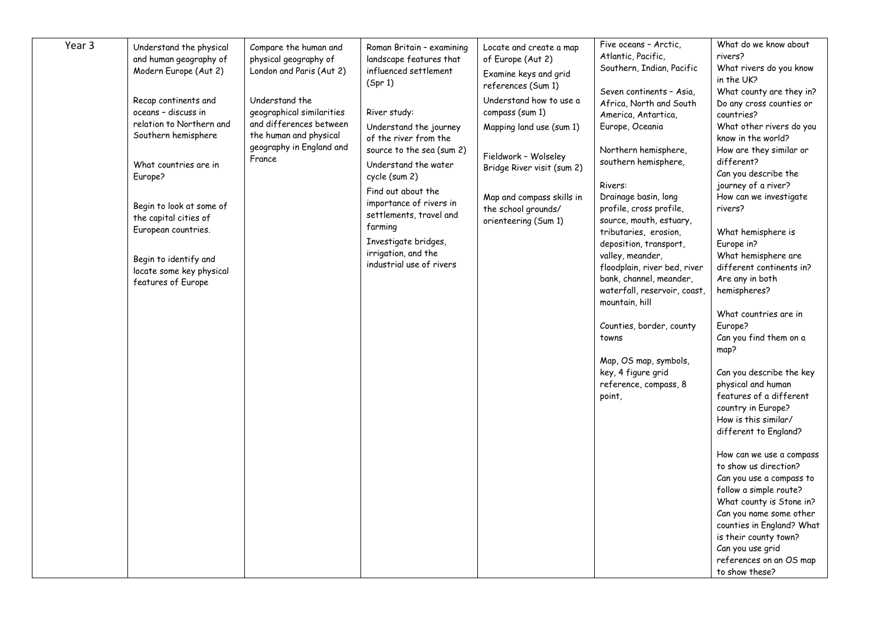| Year 3 | Understand the physical and human geography of Modern Europe (Aut 2)<br><br>Recap continents and oceans – discuss in relation to Northern and Southern hemisphere<br><br>What countries are in Europe?<br><br>Begin to look at some of the capital cities of European countries.<br><br>Begin to identify and locate some key physical features of Europe | Compare the human and physical geography of London and Paris (Aut 2)<br><br>Understand the geographical similarities and differences between the human and physical geography in England and France | Roman Britain – examining landscape features that influenced settlement (Spr 1)<br><br>River study:<br>Understand the journey of the river from the source to the sea (sum 2)<br>Understand the water cycle (sum 2)<br>Find out about the importance of rivers in settlements, travel and farming<br>Investigate bridges, irrigation, and the industrial use of rivers | Locate and create a map of Europe (Aut 2)<br>Examine keys and grid references (Sum 1)<br>Understand how to use a compass (sum 1)<br>Mapping land use (sum 1)<br><br>Fieldwork – Wolseley Bridge River visit (sum 2)<br><br>Map and compass skills in the school grounds/ orienteering (Sum 1) | Five oceans – Arctic, Atlantic, Pacific, Southern, Indian, Pacific<br><br>Seven continents – Asia, Africa, North and South America, Antartica, Europe, Oceania<br><br>Northern hemisphere, southern hemisphere,<br><br>Rivers:<br>Drainage basin, long profile, cross profile, source, mouth, estuary, tributaries, erosion, deposition, transport, valley, meander, floodplain, river bed, river bank, channel, meander, waterfall, reservoir, coast, mountain, hill<br><br>Counties, border, county towns<br><br>Map, OS map, symbols, key, 4 figure grid reference, compass, 8 point, | What do we know about rivers?<br>What rivers do you know in the UK?<br>What county are they in?<br>Do any cross counties or countries?<br>What other rivers do you know in the world?<br>How are they similar or different?<br>Can you describe the journey of a river?<br>How can we investigate rivers?<br><br>What hemisphere is Europe in?<br>What hemisphere are different continents in?<br>Are any in both hemispheres?<br><br>What countries are in Europe?<br>Can you find them on a map?<br><br>Can you describe the key physical and human features of a different country in Europe?<br>How is this similar/ different to England?<br><br>How can we use a compass to show us direction?<br>Can you use a compass to follow a simple route?<br>What county is Stone in?<br>Can you name some other counties in England? What is their county town?<br>Can you use grid references on an OS map to show these? |
|---|---|---|---|---|---|---|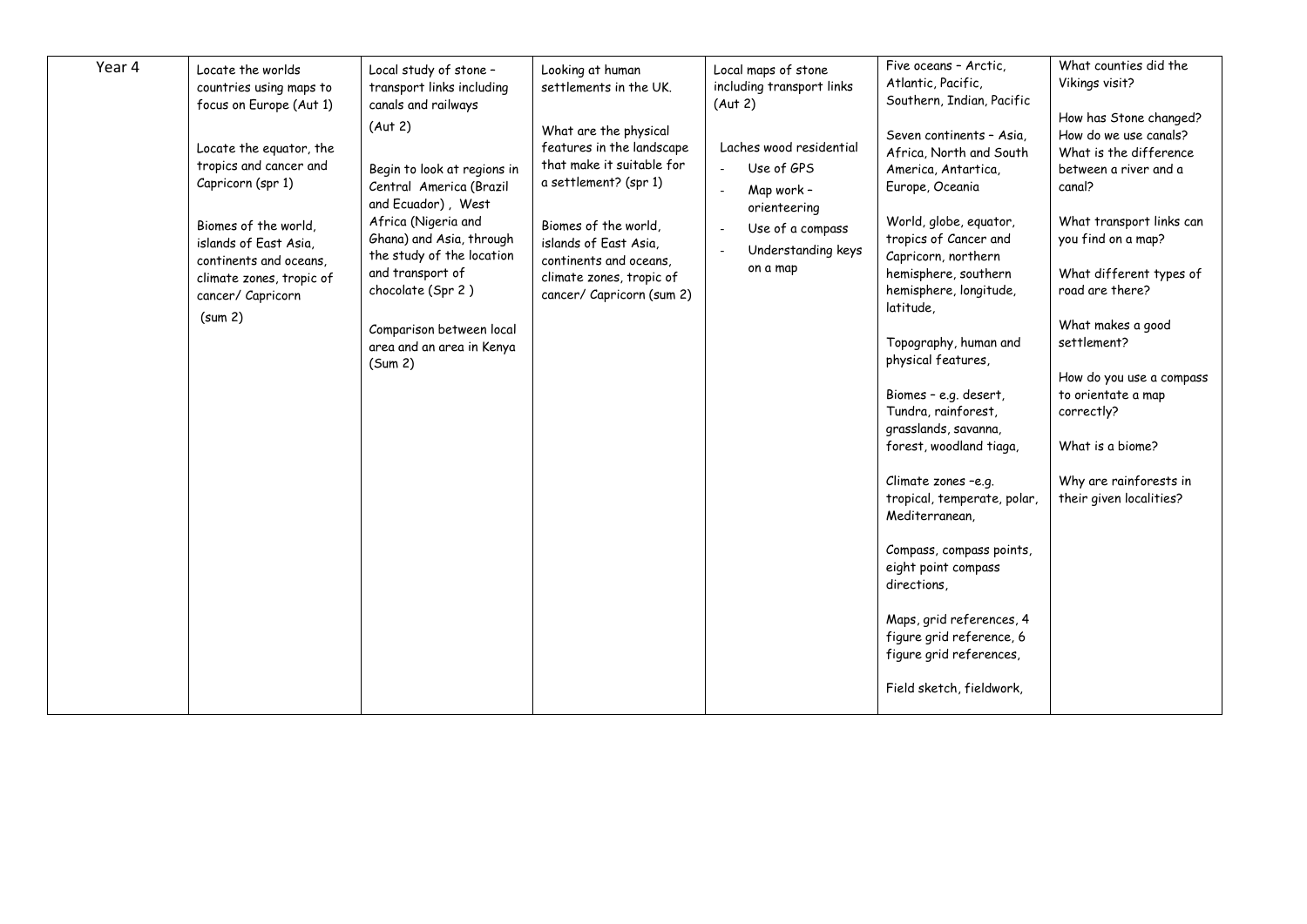| Year 4 | Locate the worlds countries using maps to focus on Europe (Aut 1)<br><br>Locate the equator, the tropics and cancer and Capricorn (spr 1)<br><br>Biomes of the world, islands of East Asia, continents and oceans, climate zones, tropic of cancer/ Capricorn<br>(sum 2) | Local study of stone – transport links including canals and railways<br>(Aut 2)<br><br>Begin to look at regions in Central America (Brazil and Ecuador) , West Africa (Nigeria and Ghana) and Asia, through the study of the location and transport of chocolate (Spr 2 )<br><br>Comparison between local area and an area in Kenya (Sum 2) | Looking at human settlements in the UK.<br><br>What are the physical features in the landscape that make it suitable for a settlement? (spr 1)<br><br>Biomes of the world, islands of East Asia, continents and oceans, climate zones, tropic of cancer/ Capricorn (sum 2) | Local maps of stone including transport links (Aut 2)<br><br>Laches wood residential<br>- Use of GPS<br>- Map work – orienteering<br>- Use of a compass<br>- Understanding keys on a map | Five oceans – Arctic, Atlantic, Pacific, Southern, Indian, Pacific<br><br>Seven continents – Asia, Africa, North and South America, Antartica, Europe, Oceania<br><br>World, globe, equator, tropics of Cancer and Capricorn, northern hemisphere, southern hemisphere, longitude, latitude,<br><br>Topography, human and physical features,<br><br>Biomes – e.g. desert, Tundra, rainforest, grasslands, savanna, forest, woodland tiaga,<br><br>Climate zones –e.g. tropical, temperate, polar, Mediterranean,<br><br>Compass, compass points, eight point compass directions,<br><br>Maps, grid references, 4 figure grid reference, 6 figure grid references,<br><br>Field sketch, fieldwork, | What counties did the Vikings visit?<br><br>How has Stone changed? How do we use canals? What is the difference between a river and a canal?<br><br>What transport links can you find on a map?<br><br>What different types of road are there?<br><br>What makes a good settlement?<br><br>How do you use a compass to orientate a map correctly?<br><br>What is a biome?<br><br>Why are rainforests in their given localities? |
|---|---|---|---|---|---|---|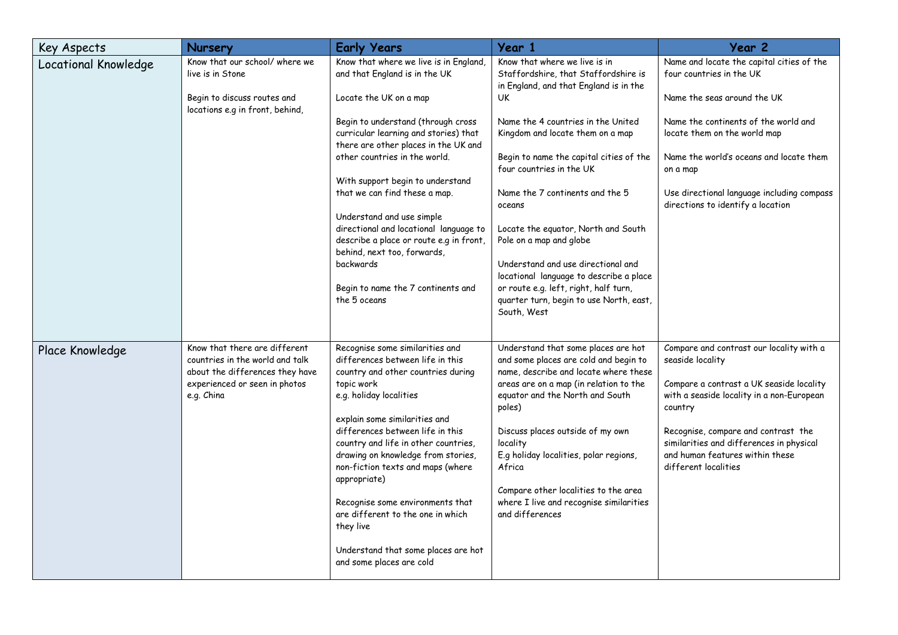| Key Aspects | Nursery | Early Years | Year 1 | Year 2 |
|---|---|---|---|---|
| Locational Knowledge | Know that our school/ where we live is in Stone<br><br>Begin to discuss routes and locations e.g in front, behind, | Know that where we live is in England, and that England is in the UK<br><br>Locate the UK on a map<br><br>Begin to understand (through cross curricular learning and stories) that there are other places in the UK and other countries in the world.<br><br>With support begin to understand that we can find these a map.<br><br>Understand and use simple directional and locational language to describe a place or route e.g in front, behind, next too, forwards, backwards<br><br>Begin to name the 7 continents and the 5 oceans | Know that where we live is in Staffordshire, that Staffordshire is in England, and that England is in the UK<br><br>Name the 4 countries in the United Kingdom and locate them on a map<br><br>Begin to name the capital cities of the four countries in the UK<br><br>Name the 7 continents and the 5 oceans<br><br>Locate the equator, North and South Pole on a map and globe<br><br>Understand and use directional and locational language to describe a place or route e.g. left, right, half turn, quarter turn, begin to use North, east, South, West | Name and locate the capital cities of the four countries in the UK<br><br>Name the seas around the UK<br><br>Name the continents of the world and locate them on the world map<br><br>Name the world's oceans and locate them on a map<br><br>Use directional language including compass directions to identify a location |
| Place Knowledge | Know that there are different countries in the world and talk about the differences they have experienced or seen in photos e.g. China | Recognise some similarities and differences between life in this country and other countries during topic work<br>e.g. holiday localities<br><br>explain some similarities and differences between life in this country and life in other countries, drawing on knowledge from stories, non-fiction texts and maps (where appropriate)<br><br>Recognise some environments that are different to the one in which they live<br><br>Understand that some places are hot and some places are cold | Understand that some places are hot and some places are cold and begin to name, describe and locate where these areas are on a map (in relation to the equator and the North and South poles)<br><br>Discuss places outside of my own locality<br>E.g holiday localities, polar regions, Africa<br><br>Compare other localities to the area where I live and recognise similarities and differences | Compare and contrast our locality with a seaside locality<br><br>Compare a contrast a UK seaside locality with a seaside locality in a non-European country<br><br>Recognise, compare and contrast the similarities and differences in physical and human features within these different localities |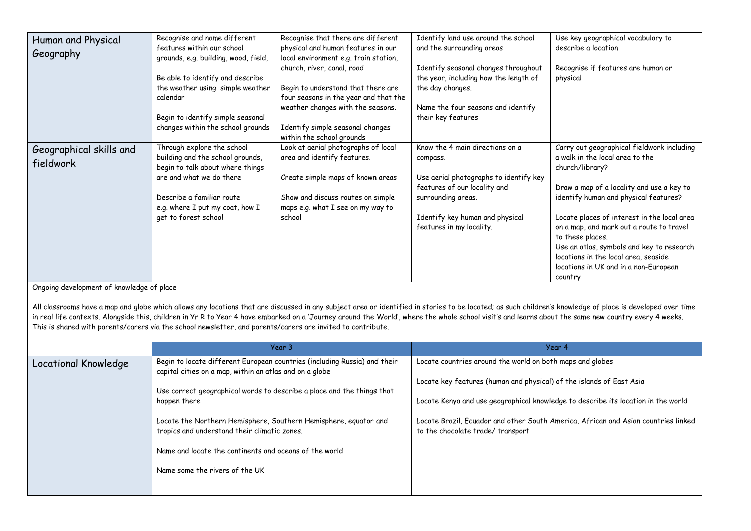| | | | | |
|---|---|---|---|---|
| Human and Physical Geography | Recognise and name different features within our school grounds, e.g. building, wood, field,<br><br>Be able to identify and describe the weather using simple weather calendar<br><br>Begin to identify simple seasonal changes within the school grounds | Recognise that there are different physical and human features in our local environment e.g. train station, church, river, canal, road<br><br>Begin to understand that there are four seasons in the year and that the weather changes with the seasons.<br><br>Identify simple seasonal changes within the school grounds | Identify land use around the school and the surrounding areas<br><br>Identify seasonal changes throughout the year, including how the length of the day changes.<br><br>Name the four seasons and identify their key features | Use key geographical vocabulary to describe a location<br><br>Recognise if features are human or physical |
| Geographical skills and fieldwork | Through explore the school building and the school grounds, begin to talk about where things are and what we do there<br><br>Describe a familiar route e.g. where I put my coat, how I get to forest school | Look at aerial photographs of local area and identify features.<br><br>Create simple maps of known areas<br><br>Show and discuss routes on simple maps e.g. what I see on my way to school | Know the 4 main directions on a compass.<br><br>Use aerial photographs to identify key features of our locality and surrounding areas.<br><br>Identify key human and physical features in my locality. | Carry out geographical fieldwork including a walk in the local area to the church/library?<br><br>Draw a map of a locality and use a key to identify human and physical features?<br><br>Locate places of interest in the local area on a map, and mark out a route to travel to these places.<br>Use an atlas, symbols and key to research locations in the local area, seaside locations in UK and in a non-European country |

Ongoing development of knowledge of place

All classrooms have a map and globe which allows any locations that are discussed in any subject area or identified in stories to be located; as such children's knowledge of place is developed over time in real life contexts. Alongside this, children in Yr R to Year 4 have embarked on a 'Journey around the World', where the whole school visit's and learns about the same new country every 4 weeks. This is shared with parents/carers via the school newsletter, and parents/carers are invited to contribute.

| | Year 3 | Year 4 |
|---|---|---|
| Locational Knowledge | Begin to locate different European countries (including Russia) and their capital cities on a map, within an atlas and on a globe<br><br>Use correct geographical words to describe a place and the things that happen there<br><br>Locate the Northern Hemisphere, Southern Hemisphere, equator and tropics and understand their climatic zones.<br><br>Name and locate the continents and oceans of the world<br><br>Name some the rivers of the UK | Locate countries around the world on both maps and globes<br><br>Locate key features (human and physical) of the islands of East Asia<br><br>Locate Kenya and use geographical knowledge to describe its location in the world<br><br>Locate Brazil, Ecuador and other South America, African and Asian countries linked to the chocolate trade/ transport |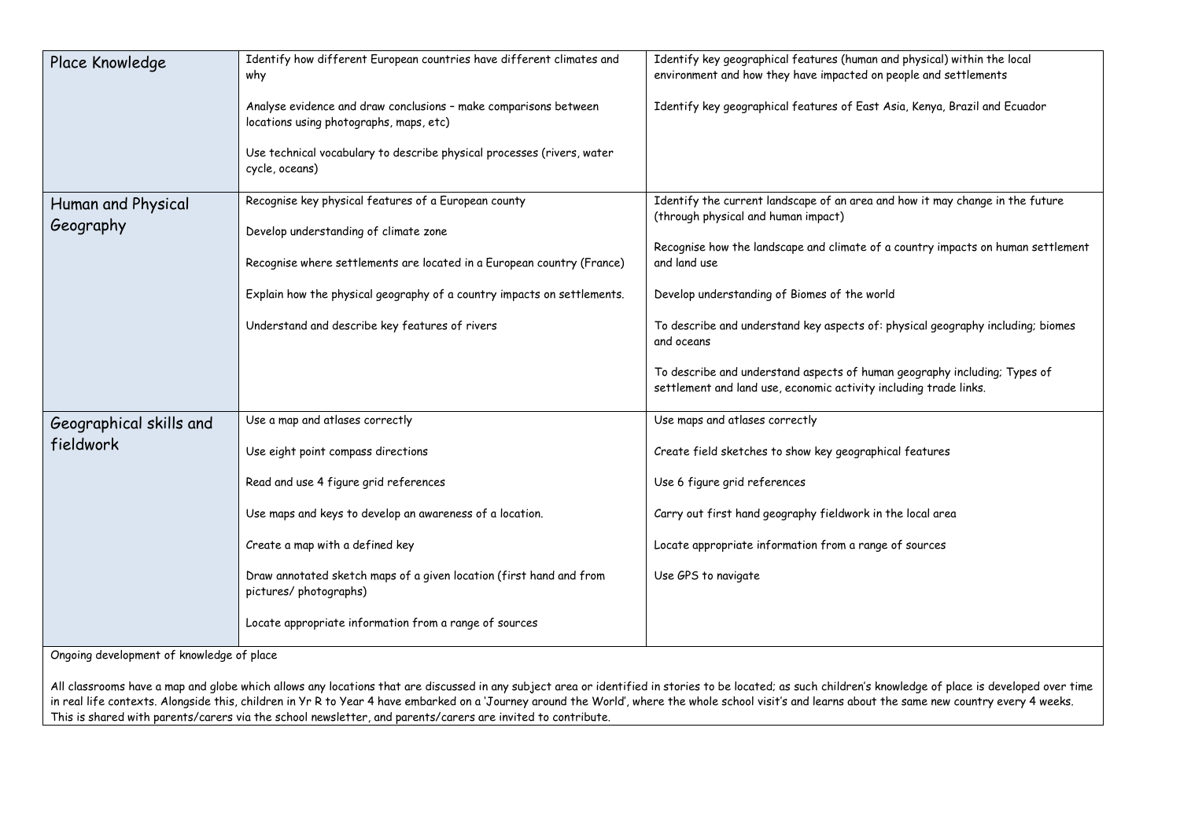| | | |
|---|---|---|
| Place Knowledge | Identify how different European countries have different climates and why<br><br>Analyse evidence and draw conclusions – make comparisons between locations using photographs, maps, etc)<br><br>Use technical vocabulary to describe physical processes (rivers, water cycle, oceans) | Identify key geographical features (human and physical) within the local environment and how they have impacted on people and settlements<br><br>Identify key geographical features of East Asia, Kenya, Brazil and Ecuador |
| Human and Physical Geography | Recognise key physical features of a European county<br><br>Develop understanding of climate zone<br><br>Recognise where settlements are located in a European country (France)<br><br>Explain how the physical geography of a country impacts on settlements.<br><br>Understand and describe key features of rivers | Identify the current landscape of an area and how it may change in the future (through physical and human impact)<br><br>Recognise how the landscape and climate of a country impacts on human settlement and land use<br><br>Develop understanding of Biomes of the world<br><br>To describe and understand key aspects of: physical geography including; biomes and oceans<br><br>To describe and understand aspects of human geography including; Types of settlement and land use, economic activity including trade links. |
| Geographical skills and fieldwork | Use a map and atlases correctly<br><br>Use eight point compass directions<br><br>Read and use 4 figure grid references<br><br>Use maps and keys to develop an awareness of a location.<br><br>Create a map with a defined key<br><br>Draw annotated sketch maps of a given location (first hand and from pictures/ photographs)<br><br>Locate appropriate information from a range of sources | Use maps and atlases correctly<br><br>Create field sketches to show key geographical features<br><br>Use 6 figure grid references<br><br>Carry out first hand geography fieldwork in the local area<br><br>Locate appropriate information from a range of sources<br><br>Use GPS to navigate |

Ongoing development of knowledge of place

All classrooms have a map and globe which allows any locations that are discussed in any subject area or identified in stories to be located; as such children's knowledge of place is developed over time in real life contexts. Alongside this, children in Yr R to Year 4 have embarked on a 'Journey around the World', where the whole school visit's and learns about the same new country every 4 weeks. This is shared with parents/carers via the school newsletter, and parents/carers are invited to contribute.